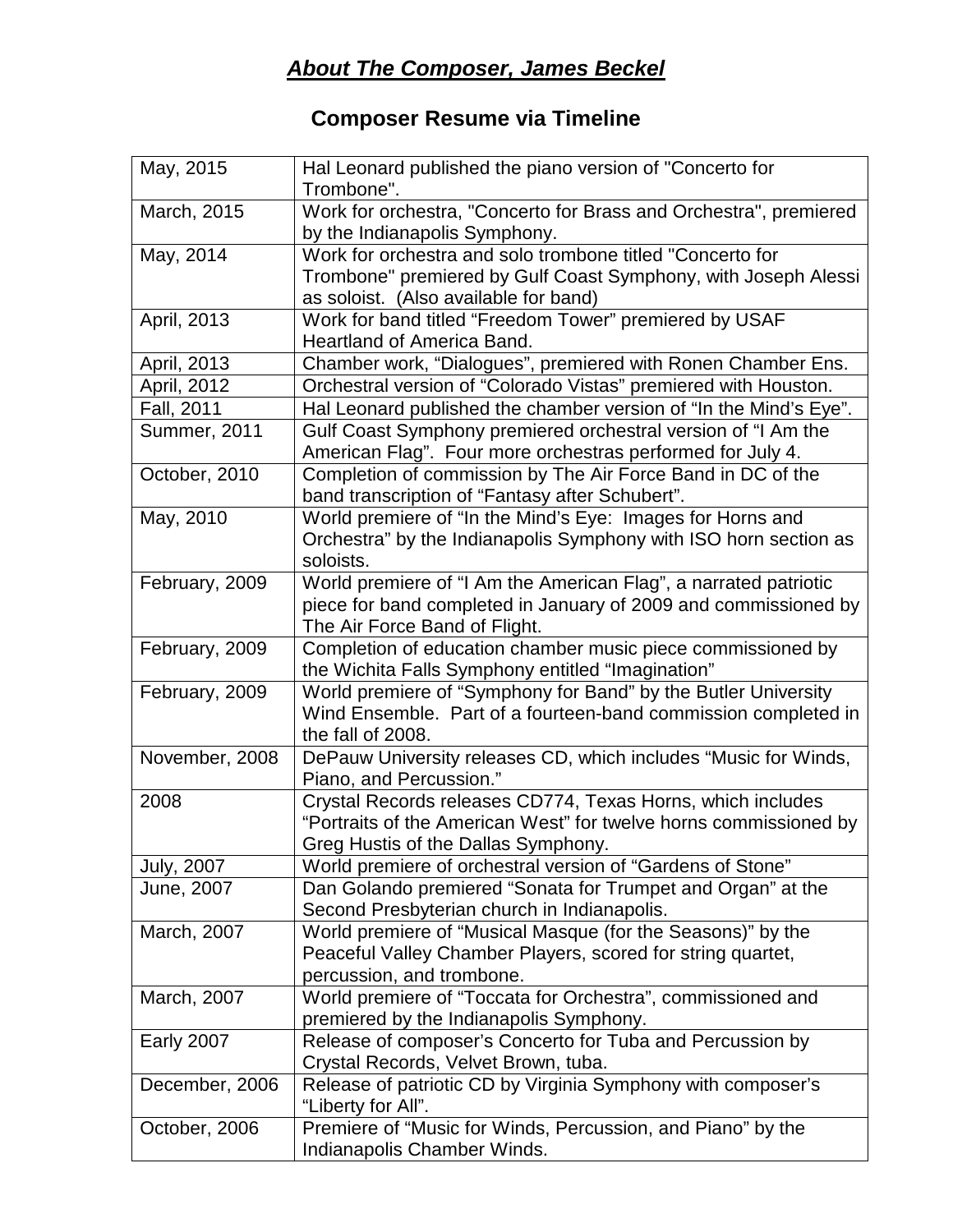## ***About The Composer, James Beckel***

### Composer Resume via Timeline

| | |
|---|---|
| May, 2015 | Hal Leonard published the piano version of "Concerto for Trombone". |
| March, 2015 | Work for orchestra, "Concerto for Brass and Orchestra", premiered by the Indianapolis Symphony. |
| May, 2014 | Work for orchestra and solo trombone titled "Concerto for Trombone" premiered by Gulf Coast Symphony, with Joseph Alessi as soloist. (Also available for band) |
| April, 2013 | Work for band titled “Freedom Tower” premiered by USAF Heartland of America Band. |
| April, 2013 | Chamber work, “Dialogues”, premiered with Ronen Chamber Ens. |
| April, 2012 | Orchestral version of “Colorado Vistas” premiered with Houston. |
| Fall, 2011 | Hal Leonard published the chamber version of “In the Mind’s Eye”. |
| Summer, 2011 | Gulf Coast Symphony premiered orchestral version of “I Am the American Flag”. Four more orchestras performed for July 4. |
| October, 2010 | Completion of commission by The Air Force Band in DC of the band transcription of “Fantasy after Schubert”. |
| May, 2010 | World premiere of “In the Mind’s Eye: Images for Horns and Orchestra” by the Indianapolis Symphony with ISO horn section as soloists. |
| February, 2009 | World premiere of “I Am the American Flag”, a narrated patriotic piece for band completed in January of 2009 and commissioned by The Air Force Band of Flight. |
| February, 2009 | Completion of education chamber music piece commissioned by the Wichita Falls Symphony entitled “Imagination” |
| February, 2009 | World premiere of “Symphony for Band” by the Butler University Wind Ensemble. Part of a fourteen-band commission completed in the fall of 2008. |
| November, 2008 | DePauw University releases CD, which includes “Music for Winds, Piano, and Percussion.” |
| 2008 | Crystal Records releases CD774, Texas Horns, which includes “Portraits of the American West” for twelve horns commissioned by Greg Hustis of the Dallas Symphony. |
| July, 2007 | World premiere of orchestral version of “Gardens of Stone” |
| June, 2007 | Dan Golando premiered “Sonata for Trumpet and Organ” at the Second Presbyterian church in Indianapolis. |
| March, 2007 | World premiere of “Musical Masque (for the Seasons)” by the Peaceful Valley Chamber Players, scored for string quartet, percussion, and trombone. |
| March, 2007 | World premiere of “Toccata for Orchestra”, commissioned and premiered by the Indianapolis Symphony. |
| Early 2007 | Release of composer’s Concerto for Tuba and Percussion by Crystal Records, Velvet Brown, tuba. |
| December, 2006 | Release of patriotic CD by Virginia Symphony with composer’s “Liberty for All”. |
| October, 2006 | Premiere of “Music for Winds, Percussion, and Piano” by the Indianapolis Chamber Winds. |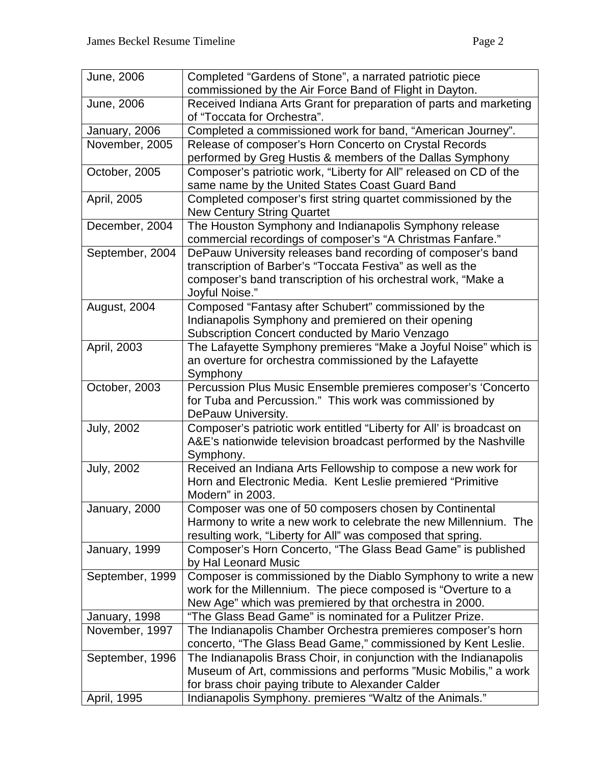| June, 2006 | Completed “Gardens of Stone”, a narrated patriotic piece commissioned by the Air Force Band of Flight in Dayton. |
|---|---|
| June, 2006 | Received Indiana Arts Grant for preparation of parts and marketing of “Toccata for Orchestra”. |
| January, 2006 | Completed a commissioned work for band, “American Journey”. |
| November, 2005 | Release of composer’s Horn Concerto on Crystal Records performed by Greg Hustis & members of the Dallas Symphony |
| October, 2005 | Composer’s patriotic work, “Liberty for All” released on CD of the same name by the United States Coast Guard Band |
| April, 2005 | Completed composer’s first string quartet commissioned by the New Century String Quartet |
| December, 2004 | The Houston Symphony and Indianapolis Symphony release commercial recordings of composer’s “A Christmas Fanfare.” |
| September, 2004 | DePauw University releases band recording of composer’s band transcription of Barber’s “Toccata Festiva” as well as the composer’s band transcription of his orchestral work, “Make a Joyful Noise.” |
| August, 2004 | Composed “Fantasy after Schubert” commissioned by the Indianapolis Symphony and premiered on their opening Subscription Concert conducted by Mario Venzago |
| April, 2003 | The Lafayette Symphony premieres “Make a Joyful Noise” which is an overture for orchestra commissioned by the Lafayette Symphony |
| October, 2003 | Percussion Plus Music Ensemble premieres composer’s ‘Concerto for Tuba and Percussion.” This work was commissioned by DePauw University. |
| July, 2002 | Composer’s patriotic work entitled “Liberty for All’ is broadcast on A&E’s nationwide television broadcast performed by the Nashville Symphony. |
| July, 2002 | Received an Indiana Arts Fellowship to compose a new work for Horn and Electronic Media. Kent Leslie premiered “Primitive Modern” in 2003. |
| January, 2000 | Composer was one of 50 composers chosen by Continental Harmony to write a new work to celebrate the new Millennium. The resulting work, “Liberty for All” was composed that spring. |
| January, 1999 | Composer’s Horn Concerto, “The Glass Bead Game” is published by Hal Leonard Music |
| September, 1999 | Composer is commissioned by the Diablo Symphony to write a new work for the Millennium. The piece composed is “Overture to a New Age” which was premiered by that orchestra in 2000. |
| January, 1998 | “The Glass Bead Game” is nominated for a Pulitzer Prize. |
| November, 1997 | The Indianapolis Chamber Orchestra premieres composer’s horn concerto, “The Glass Bead Game,” commissioned by Kent Leslie. |
| September, 1996 | The Indianapolis Brass Choir, in conjunction with the Indianapolis Museum of Art, commissions and performs ”Music Mobilis,” a work for brass choir paying tribute to Alexander Calder |
| April, 1995 | Indianapolis Symphony. premieres “Waltz of the Animals.” |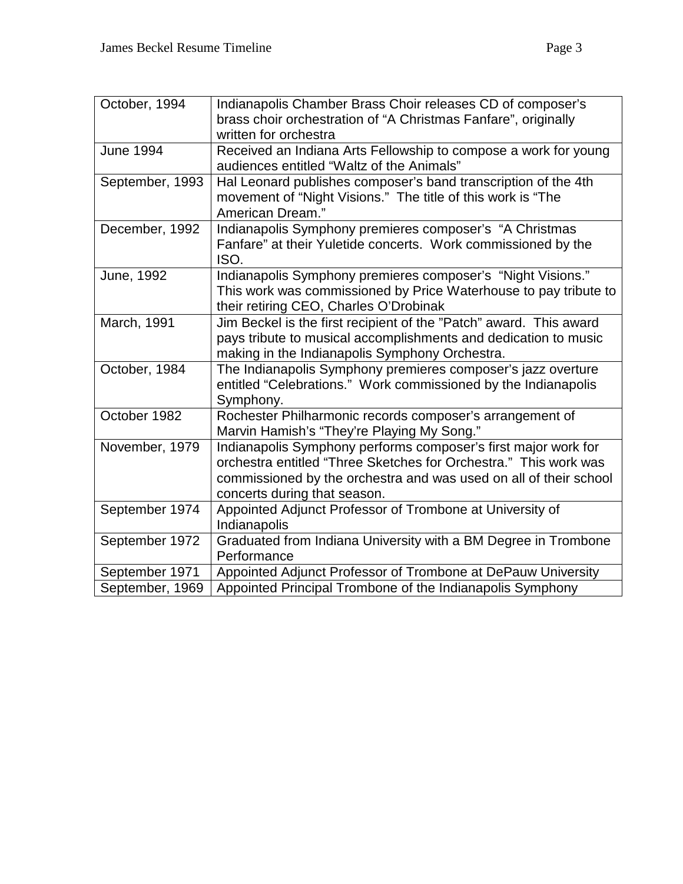| | |
|---|---|
| October, 1994 | Indianapolis Chamber Brass Choir releases CD of composer's brass choir orchestration of "A Christmas Fanfare", originally written for orchestra |
| June 1994 | Received an Indiana Arts Fellowship to compose a work for young audiences entitled "Waltz of the Animals" |
| September, 1993 | Hal Leonard publishes composer's band transcription of the 4th movement of "Night Visions." The title of this work is "The American Dream." |
| December, 1992 | Indianapolis Symphony premieres composer's "A Christmas Fanfare" at their Yuletide concerts. Work commissioned by the ISO. |
| June, 1992 | Indianapolis Symphony premieres composer's "Night Visions." This work was commissioned by Price Waterhouse to pay tribute to their retiring CEO, Charles O'Drobinak |
| March, 1991 | Jim Beckel is the first recipient of the "Patch" award. This award pays tribute to musical accomplishments and dedication to music making in the Indianapolis Symphony Orchestra. |
| October, 1984 | The Indianapolis Symphony premieres composer's jazz overture entitled "Celebrations." Work commissioned by the Indianapolis Symphony. |
| October 1982 | Rochester Philharmonic records composer's arrangement of Marvin Hamish's "They're Playing My Song." |
| November, 1979 | Indianapolis Symphony performs composer's first major work for orchestra entitled "Three Sketches for Orchestra." This work was commissioned by the orchestra and was used on all of their school concerts during that season. |
| September 1974 | Appointed Adjunct Professor of Trombone at University of Indianapolis |
| September 1972 | Graduated from Indiana University with a BM Degree in Trombone Performance |
| September 1971 | Appointed Adjunct Professor of Trombone at DePauw University |
| September, 1969 | Appointed Principal Trombone of the Indianapolis Symphony |